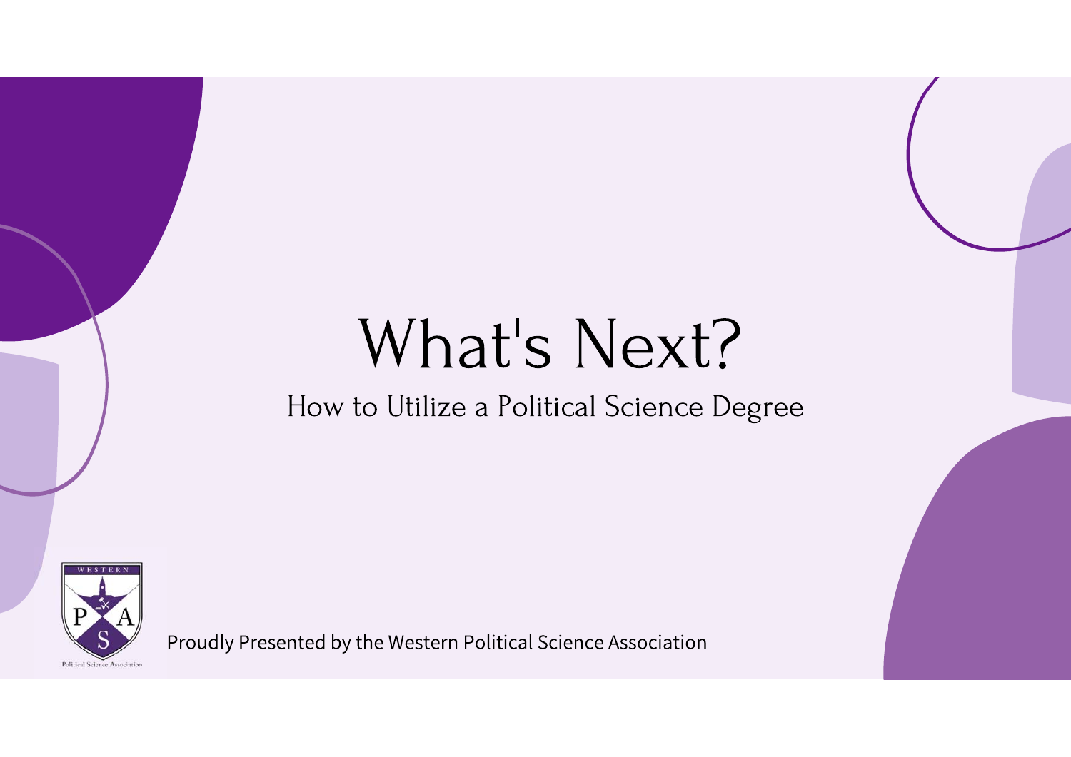# What's Next?

## How to Utilize a Political Science Degree

Proudly Presented by the Western Political Science Association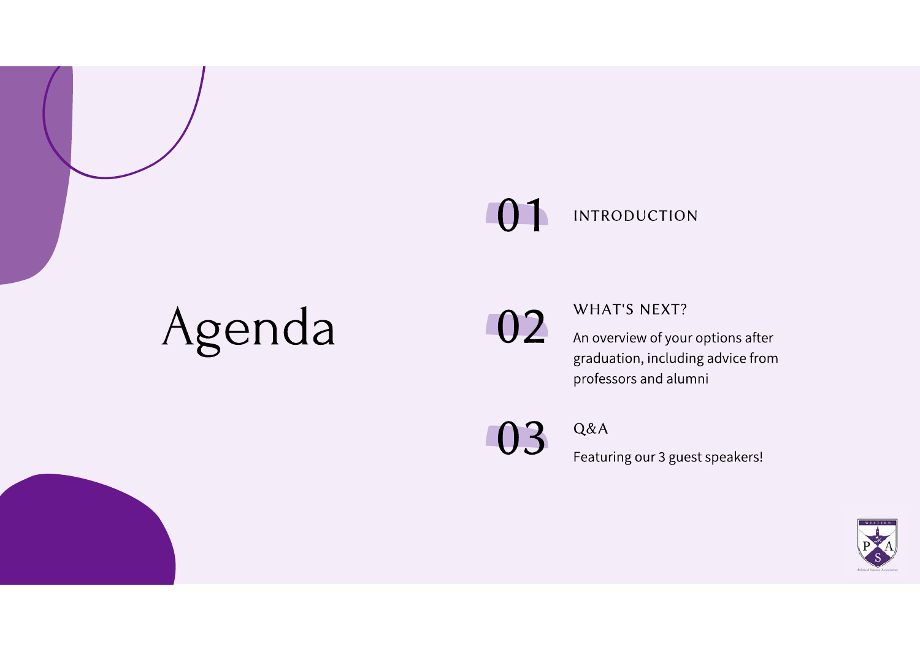# Agenda

**01** INTRODUCTION

**02** WHAT'S NEXT?

An overview of your options after graduation, including advice from professors and alumni

**03** Q&A

Featuring our 3 guest speakers!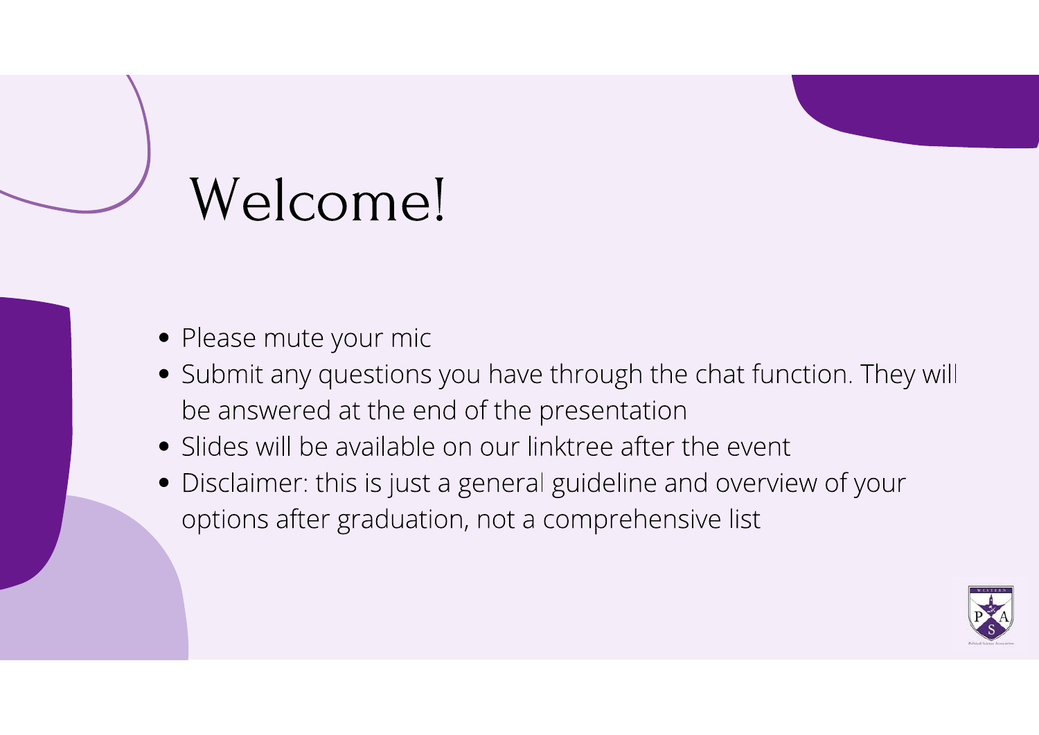# Welcome!

- Please mute your mic
- Submit any questions you have through the chat function. They will be answered at the end of the presentation
- Slides will be available on our linktree after the event
- Disclaimer: this is just a general guideline and overview of your options after graduation, not a comprehensive list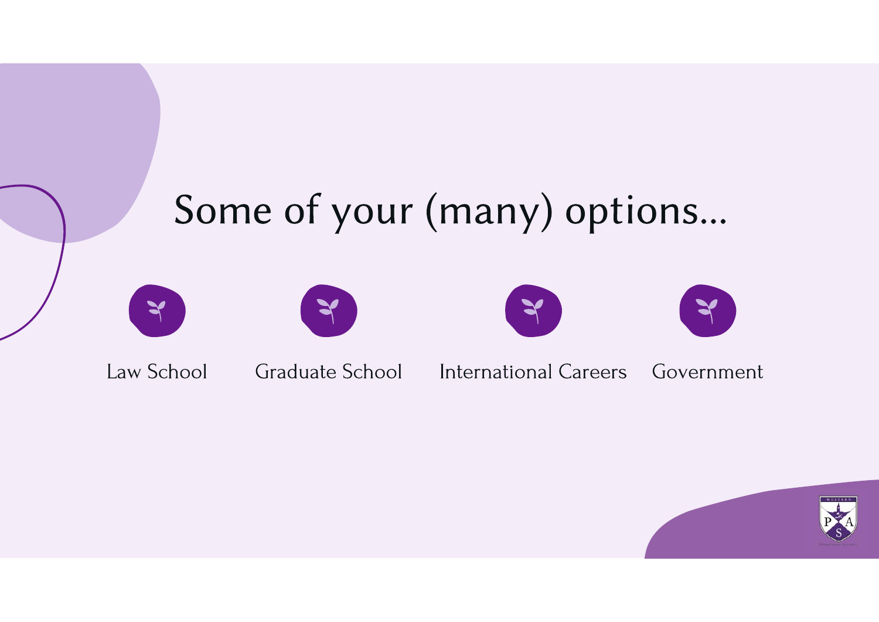# Some of your (many) options...

- Law School
- Graduate School
- International Careers
- Government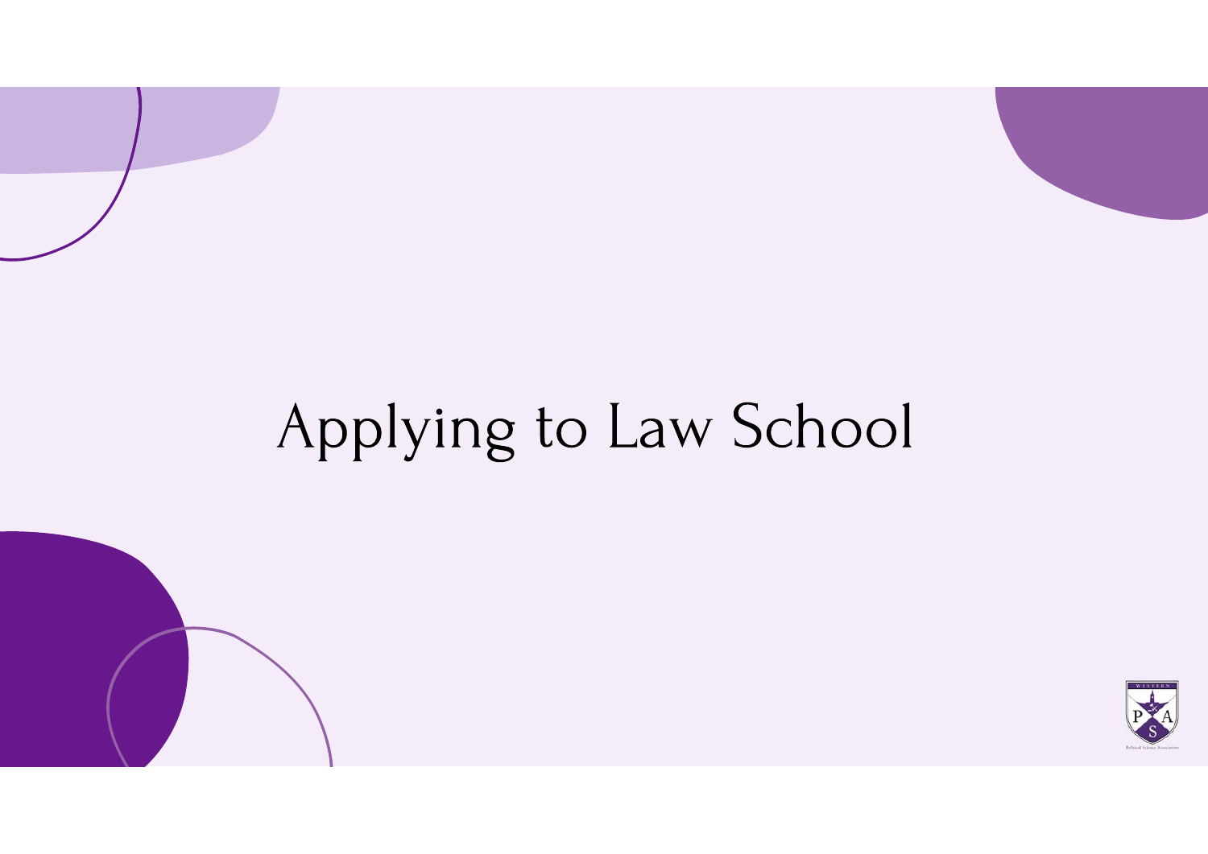# Applying to Law School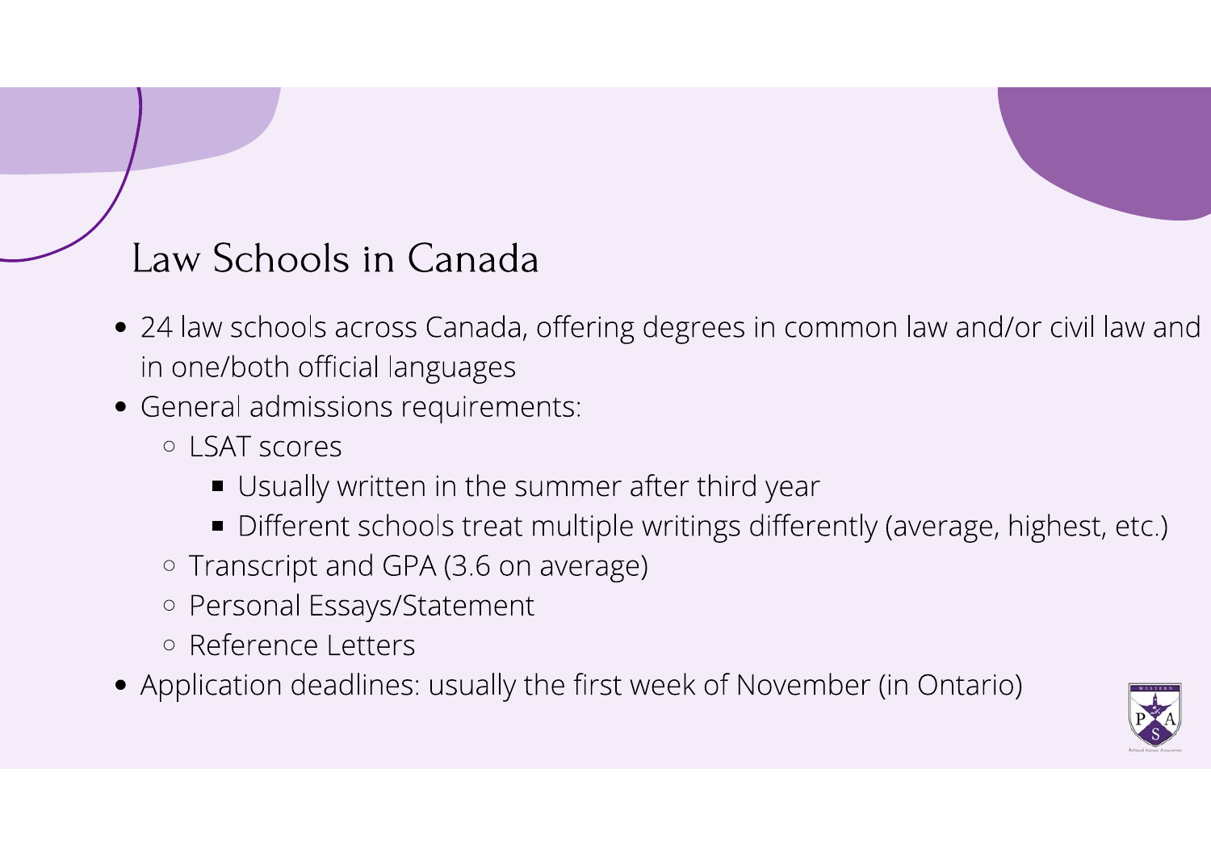# Law Schools in Canada

- 24 law schools across Canada, offering degrees in common law and/or civil law and in one/both official languages
- General admissions requirements:
  - LSAT scores
    - Usually written in the summer after third year
    - Different schools treat multiple writings differently (average, highest, etc.)
  - Transcript and GPA (3.6 on average)
  - Personal Essays/Statement
  - Reference Letters
- Application deadlines: usually the first week of November (in Ontario)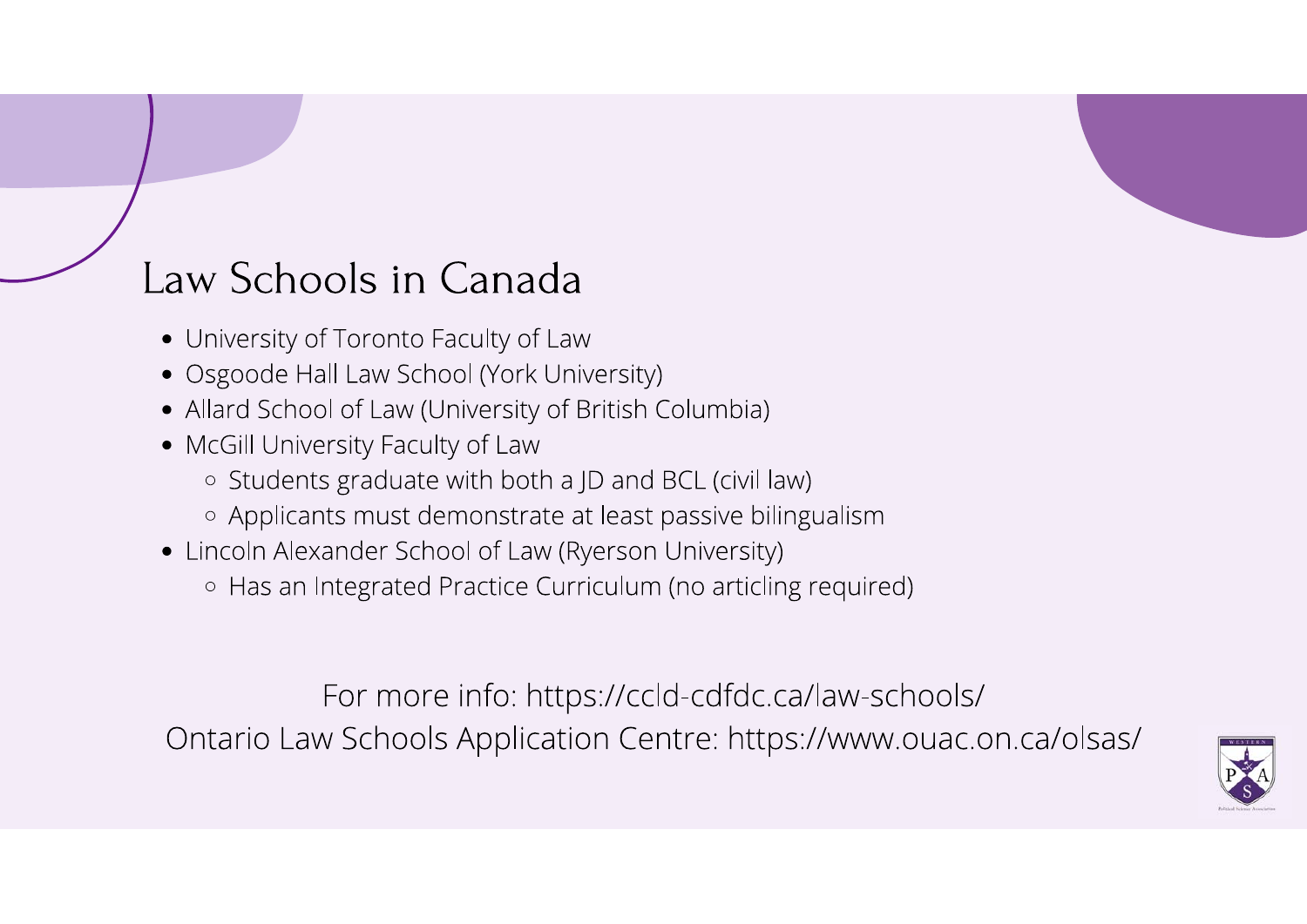# Law Schools in Canada

- University of Toronto Faculty of Law
- Osgoode Hall Law School (York University)
- Allard School of Law (University of British Columbia)
- McGill University Faculty of Law
  - Students graduate with both a JD and BCL (civil law)
  - Applicants must demonstrate at least passive bilingualism
- Lincoln Alexander School of Law (Ryerson University)
  - Has an Integrated Practice Curriculum (no articling required)

For more info: https://ccld-cdfdc.ca/law-schools/

Ontario Law Schools Application Centre: https://www.ouac.on.ca/olsas/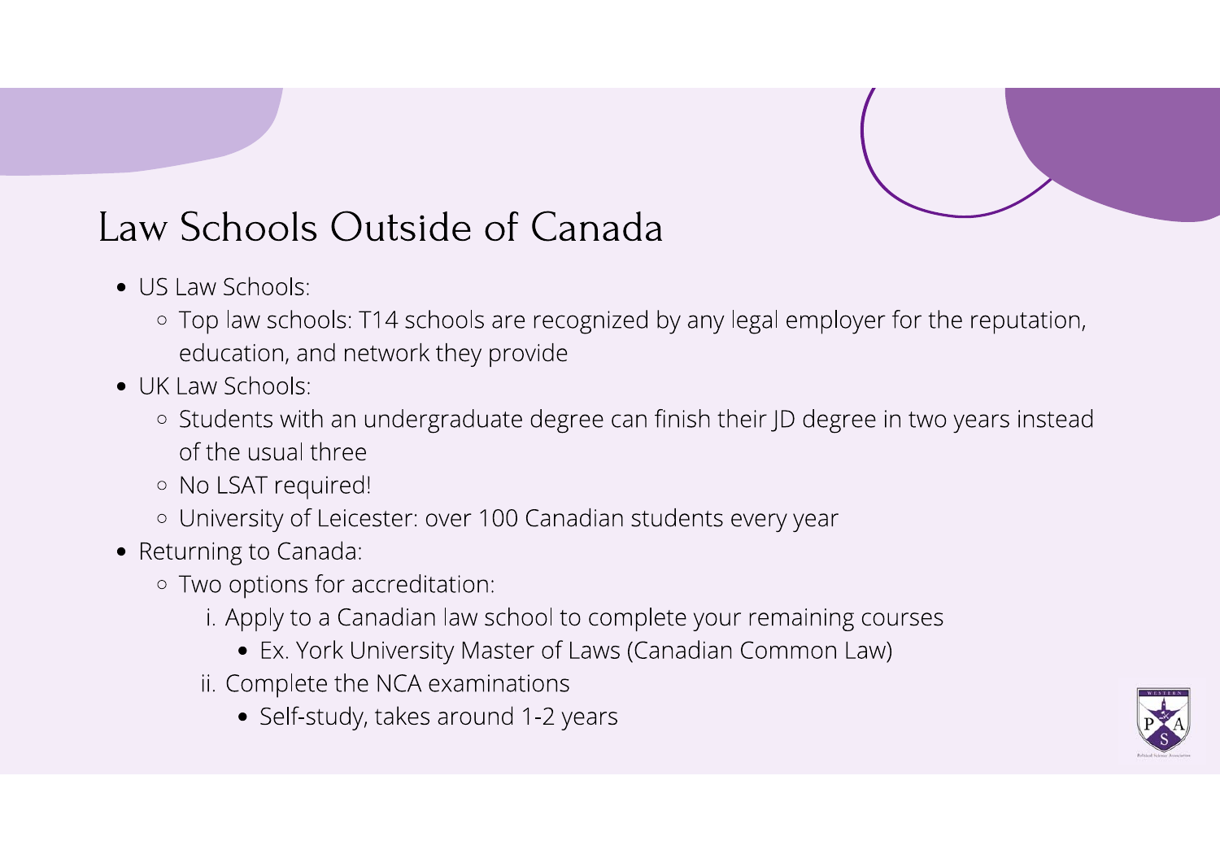# Law Schools Outside of Canada

- US Law Schools:
  - Top law schools: T14 schools are recognized by any legal employer for the reputation, education, and network they provide
- UK Law Schools:
  - Students with an undergraduate degree can finish their JD degree in two years instead of the usual three
  - No LSAT required!
  - University of Leicester: over 100 Canadian students every year
- Returning to Canada:
  - Two options for accreditation:
    1. Apply to a Canadian law school to complete your remaining courses
       - Ex. York University Master of Laws (Canadian Common Law)
    2. Complete the NCA examinations
       - Self-study, takes around 1-2 years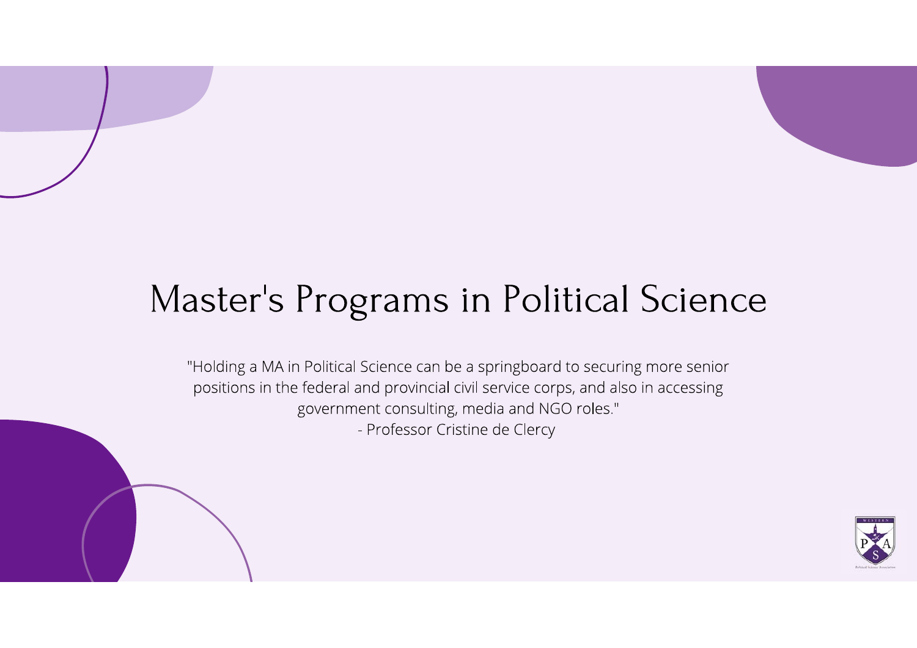# Master's Programs in Political Science

"Holding a MA in Political Science can be a springboard to securing more senior positions in the federal and provincial civil service corps, and also in accessing government consulting, media and NGO roles."
- Professor Cristine de Clercy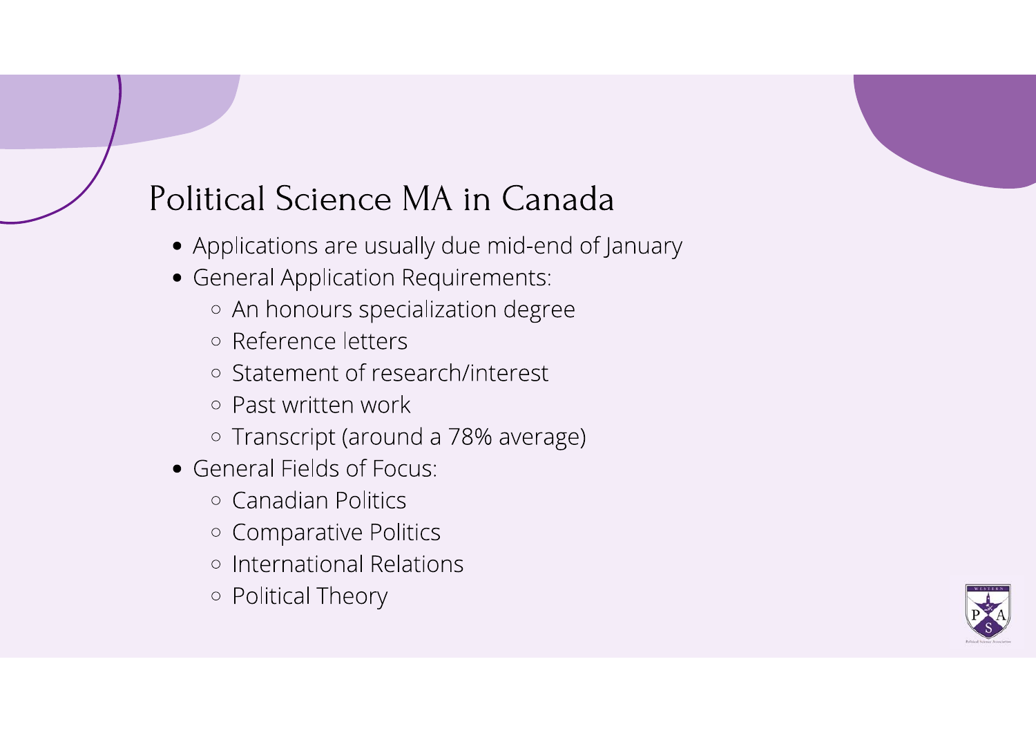# Political Science MA in Canada

- Applications are usually due mid-end of January
- General Application Requirements:
  - An honours specialization degree
  - Reference letters
  - Statement of research/interest
  - Past written work
  - Transcript (around a 78% average)
- General Fields of Focus:
  - Canadian Politics
  - Comparative Politics
  - International Relations
  - Political Theory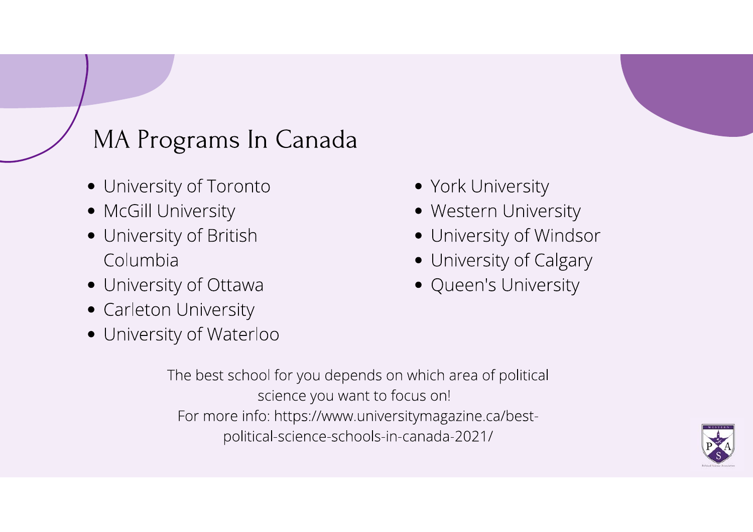# MA Programs In Canada

- University of Toronto
- McGill University
- University of British Columbia
- University of Ottawa
- Carleton University
- University of Waterloo
- York University
- Western University
- University of Windsor
- University of Calgary
- Queen's University

The best school for you depends on which area of political science you want to focus on!

For more info: https://www.universitymagazine.ca/best-political-science-schools-in-canada-2021/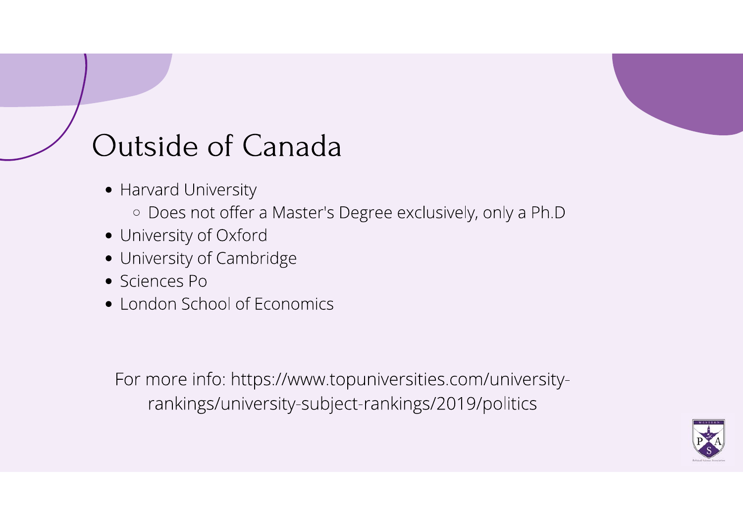# Outside of Canada

- Harvard University
  - Does not offer a Master's Degree exclusively, only a Ph.D
- University of Oxford
- University of Cambridge
- Sciences Po
- London School of Economics

For more info: https://www.topuniversities.com/university-rankings/university-subject-rankings/2019/politics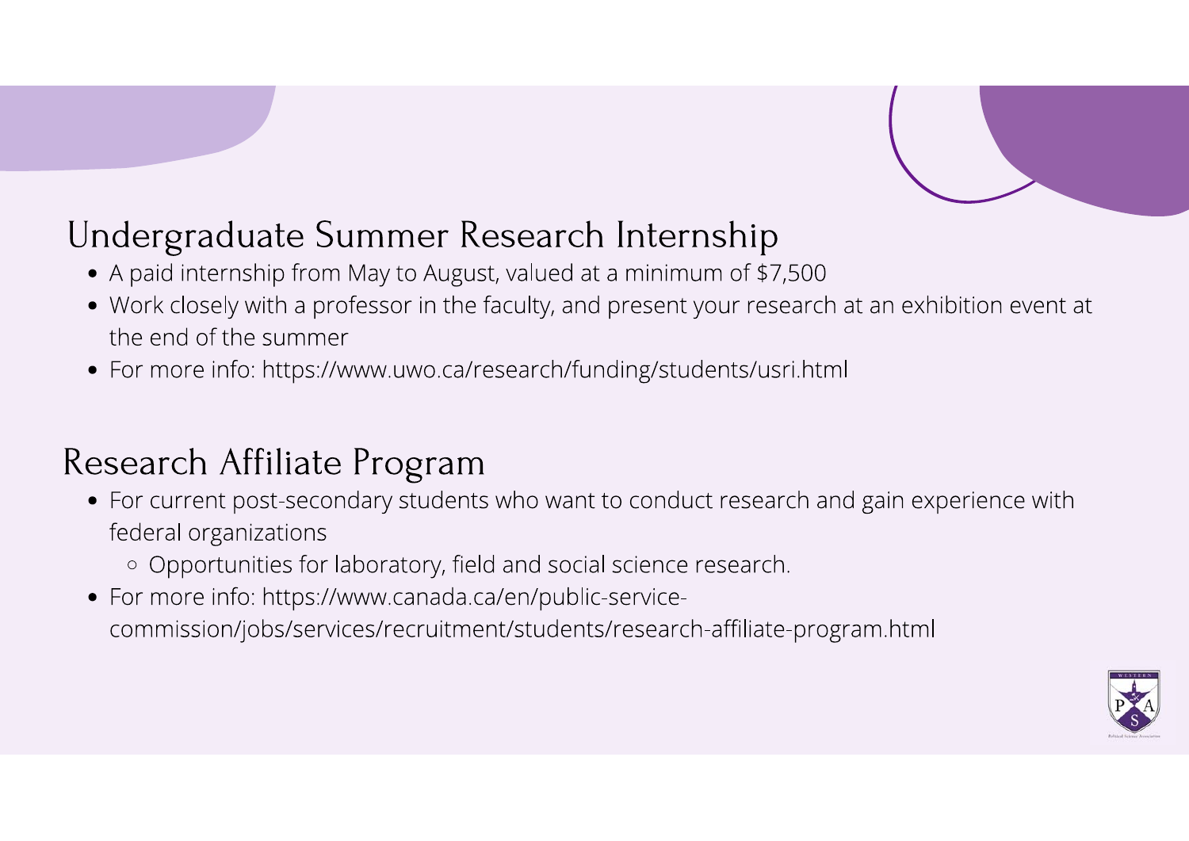## Undergraduate Summer Research Internship

- A paid internship from May to August, valued at a minimum of $7,500
- Work closely with a professor in the faculty, and present your research at an exhibition event at the end of the summer
- For more info: https://www.uwo.ca/research/funding/students/usri.html

## Research Affiliate Program

- For current post-secondary students who want to conduct research and gain experience with federal organizations
  - Opportunities for laboratory, field and social science research.
- For more info: https://www.canada.ca/en/public-service-commission/jobs/services/recruitment/students/research-affiliate-program.html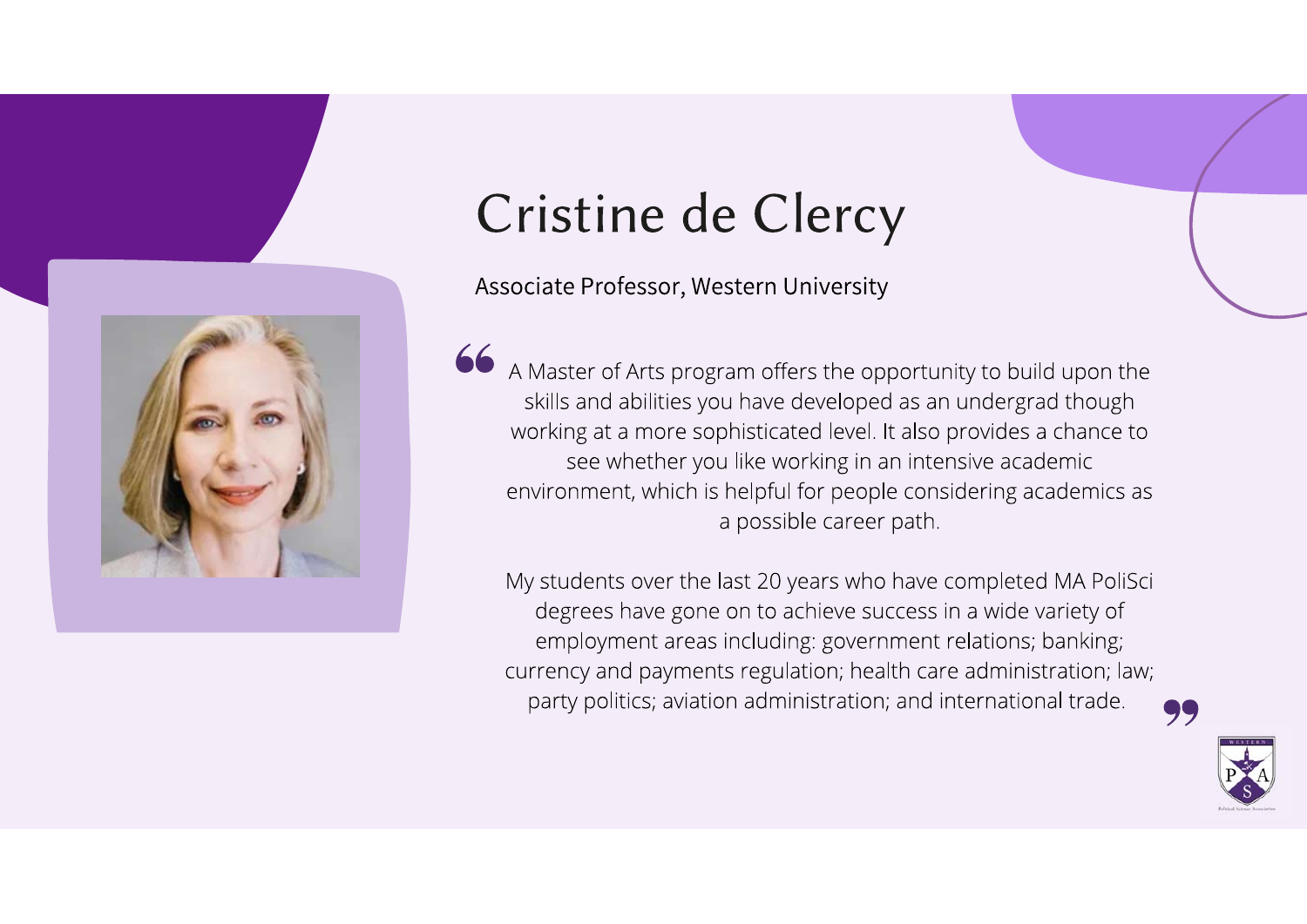# Cristine de Clercy

Associate Professor, Western University

> A Master of Arts program offers the opportunity to build upon the skills and abilities you have developed as an undergrad though working at a more sophisticated level. It also provides a chance to see whether you like working in an intensive academic environment, which is helpful for people considering academics as a possible career path.
>
> My students over the last 20 years who have completed MA PoliSci degrees have gone on to achieve success in a wide variety of employment areas including: government relations; banking; currency and payments regulation; health care administration; law; party politics; aviation administration; and international trade.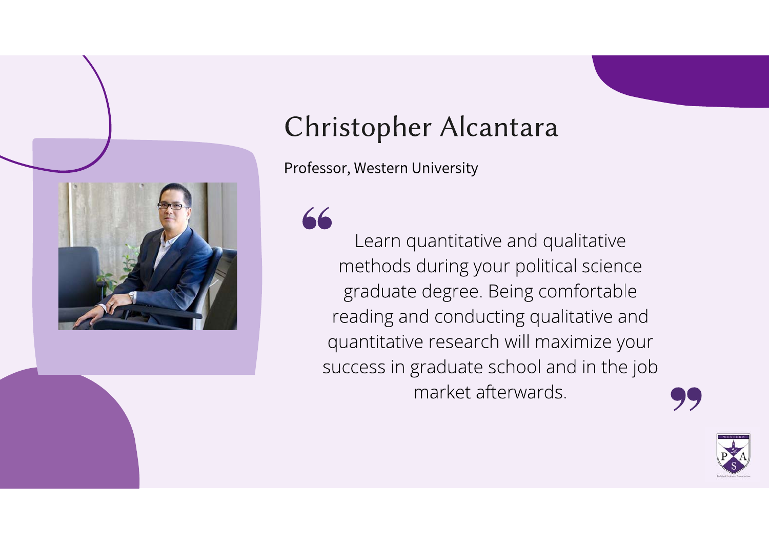# Christopher Alcantara

Professor, Western University

> Learn quantitative and qualitative methods during your political science graduate degree. Being comfortable reading and conducting qualitative and quantitative research will maximize your success in graduate school and in the job market afterwards.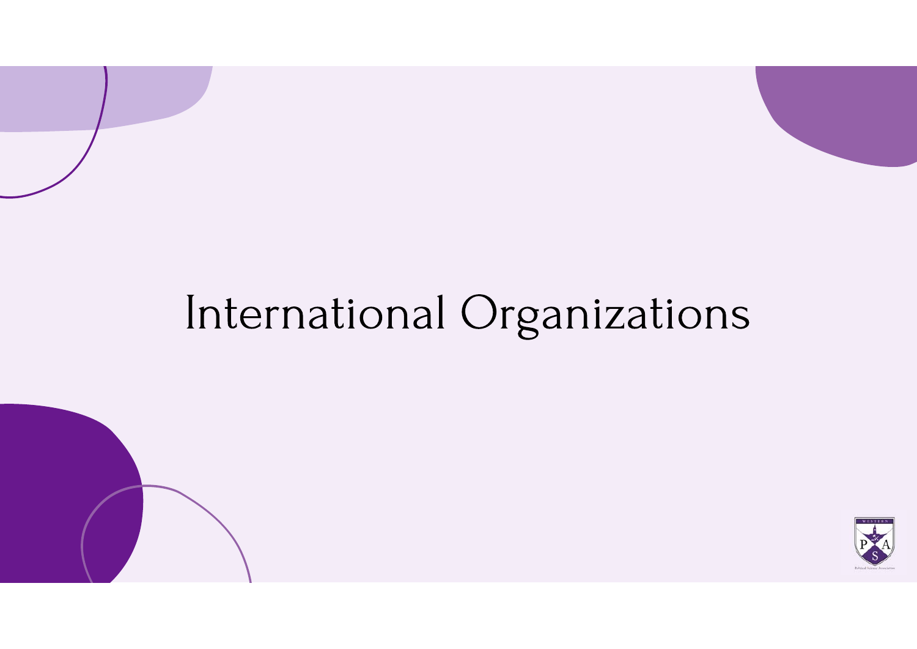# International Organizations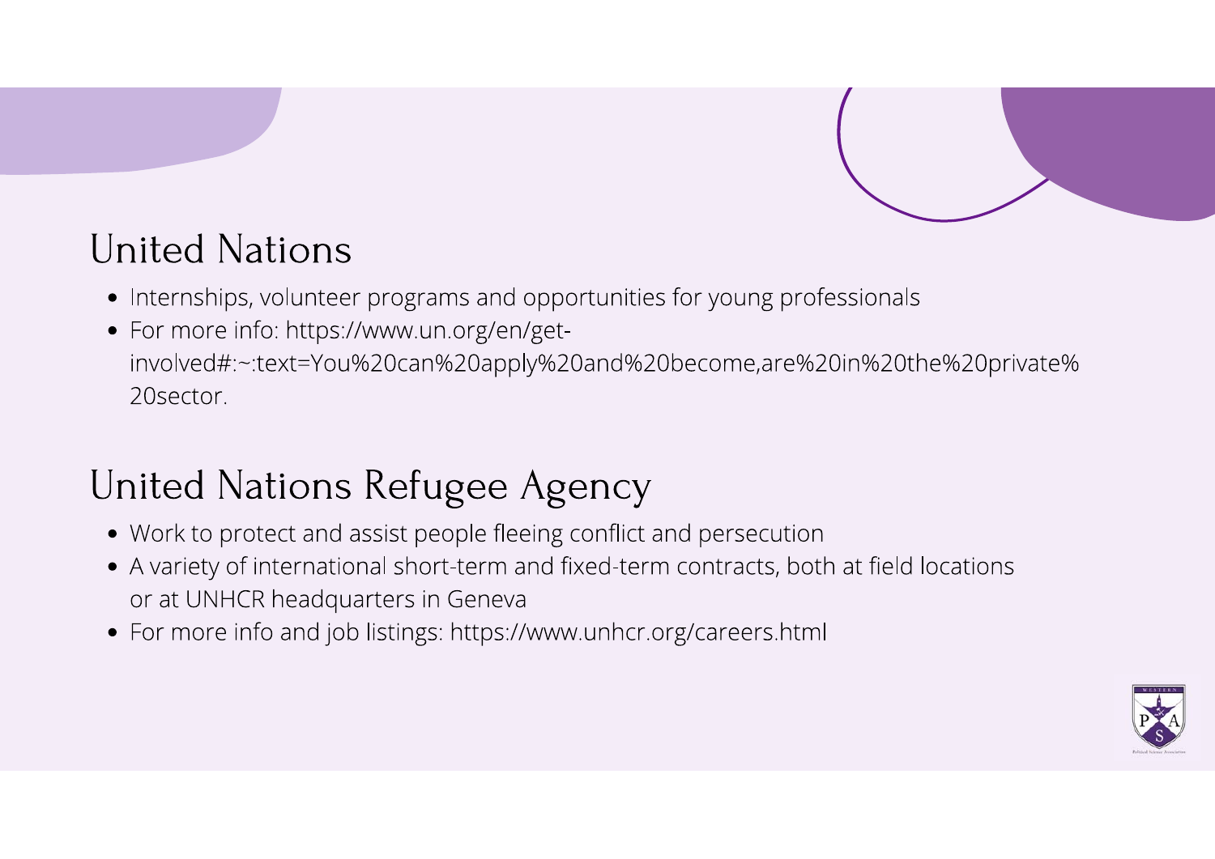## United Nations

- Internships, volunteer programs and opportunities for young professionals
- For more info: https://www.un.org/en/get-involved#:~:text=You%20can%20apply%20and%20become,are%20in%20the%20private%20sector.

## United Nations Refugee Agency

- Work to protect and assist people fleeing conflict and persecution
- A variety of international short-term and fixed-term contracts, both at field locations or at UNHCR headquarters in Geneva
- For more info and job listings: https://www.unhcr.org/careers.html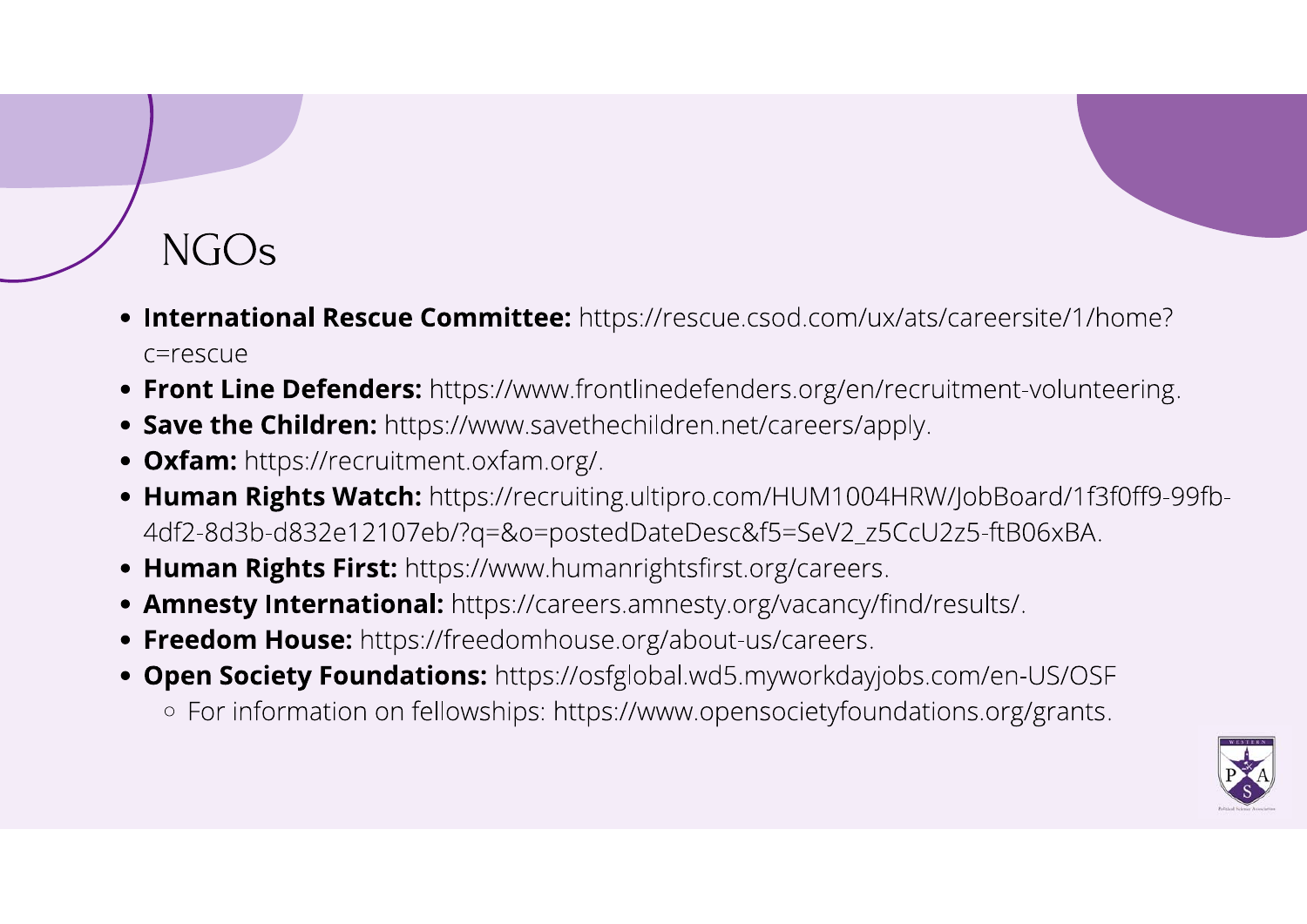# NGOs

- **International Rescue Committee:** https://rescue.csod.com/ux/ats/careersite/1/home?c=rescue
- **Front Line Defenders:** https://www.frontlinedefenders.org/en/recruitment-volunteering.
- **Save the Children:** https://www.savethechildren.net/careers/apply.
- **Oxfam:** https://recruitment.oxfam.org/.
- **Human Rights Watch:** https://recruiting.ultipro.com/HUM1004HRW/JobBoard/1f3f0ff9-99fb-4df2-8d3b-d832e12107eb/?q=&o=postedDateDesc&f5=SeV2_z5CcU2z5-ftB06xBA.
- **Human Rights First:** https://www.humanrightsfirst.org/careers.
- **Amnesty International:** https://careers.amnesty.org/vacancy/find/results/.
- **Freedom House:** https://freedomhouse.org/about-us/careers.
- **Open Society Foundations:** https://osfglobal.wd5.myworkdayjobs.com/en-US/OSF
  - For information on fellowships: https://www.opensocietyfoundations.org/grants.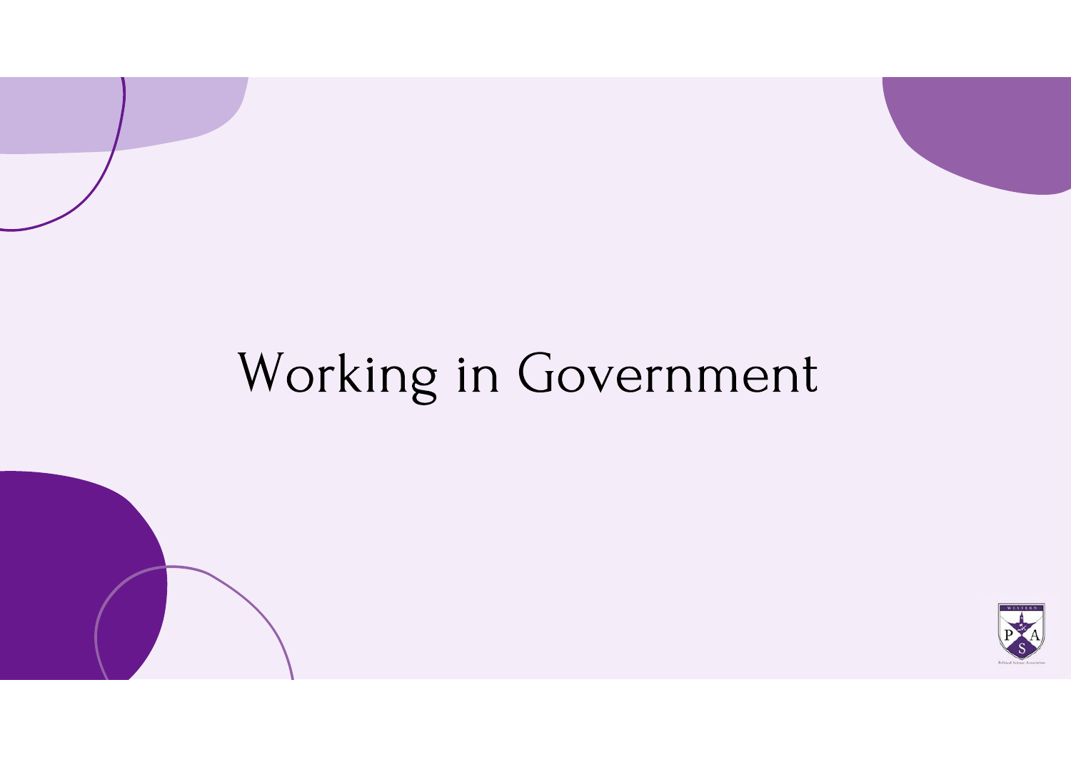# Working in Government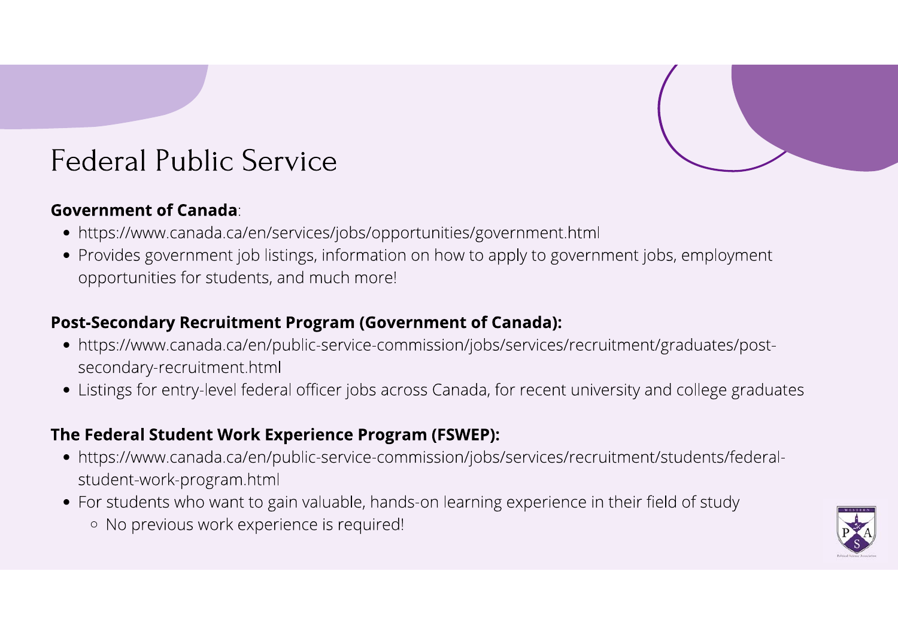# Federal Public Service

**Government of Canada**:

- https://www.canada.ca/en/services/jobs/opportunities/government.html
- Provides government job listings, information on how to apply to government jobs, employment opportunities for students, and much more!

**Post-Secondary Recruitment Program (Government of Canada):**

- https://www.canada.ca/en/public-service-commission/jobs/services/recruitment/graduates/post-secondary-recruitment.html
- Listings for entry-level federal officer jobs across Canada, for recent university and college graduates

**The Federal Student Work Experience Program (FSWEP):**

- https://www.canada.ca/en/public-service-commission/jobs/services/recruitment/students/federal-student-work-program.html
- For students who want to gain valuable, hands-on learning experience in their field of study
  - No previous work experience is required!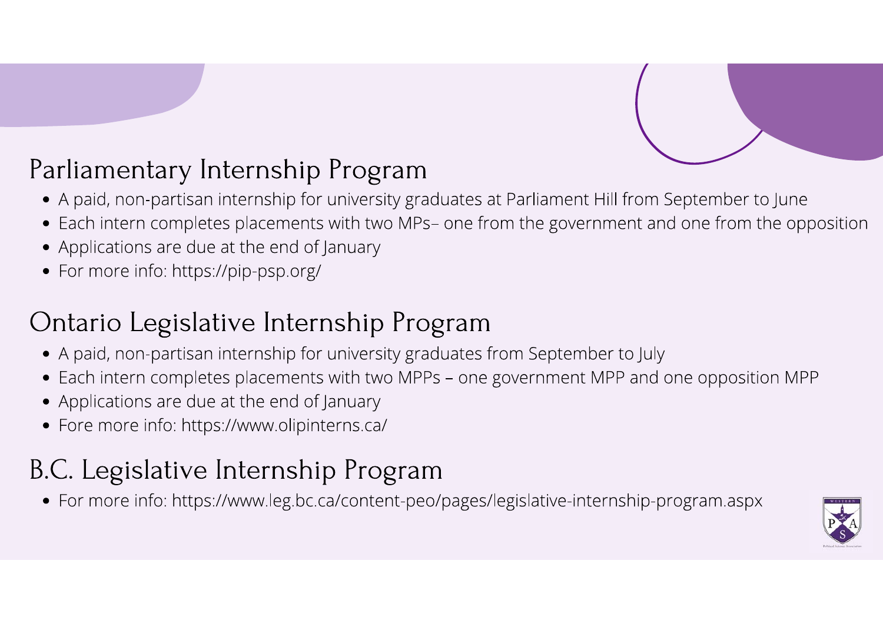## Parliamentary Internship Program

- A paid, non-partisan internship for university graduates at Parliament Hill from September to June
- Each intern completes placements with two MPs– one from the government and one from the opposition
- Applications are due at the end of January
- For more info: https://pip-psp.org/

## Ontario Legislative Internship Program

- A paid, non-partisan internship for university graduates from September to July
- Each intern completes placements with two MPPs – one government MPP and one opposition MPP
- Applications are due at the end of January
- Fore more info: https://www.olipinterns.ca/

## B.C. Legislative Internship Program

- For more info: https://www.leg.bc.ca/content-peo/pages/legislative-internship-program.aspx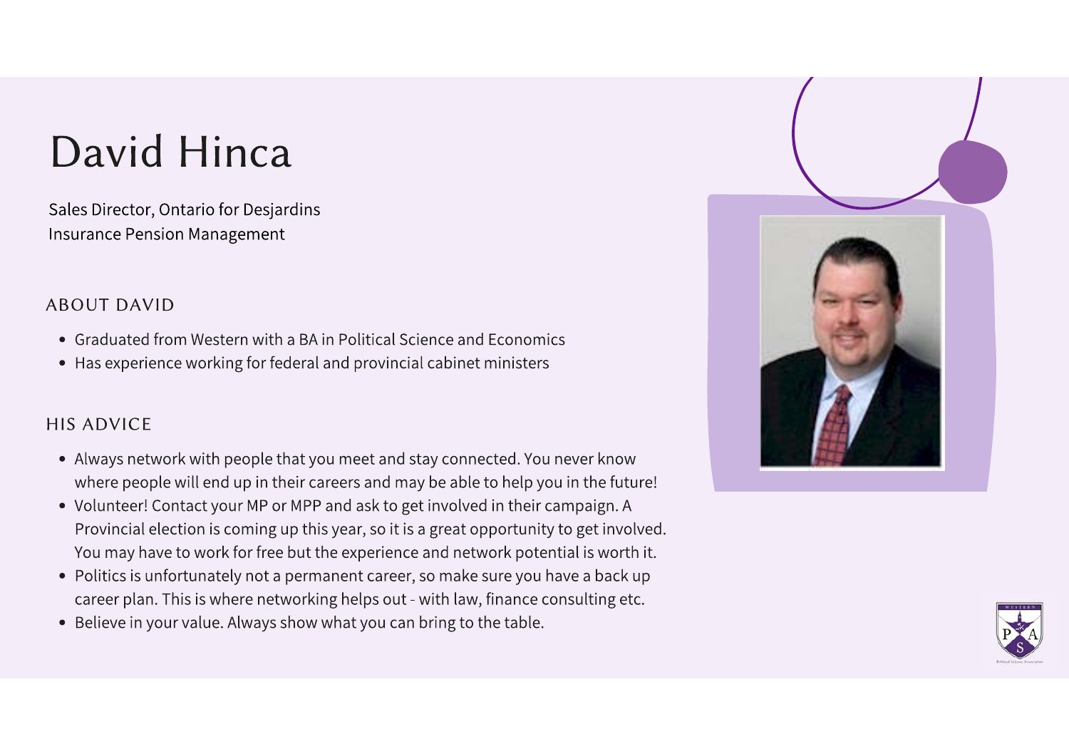# David Hinca

Sales Director, Ontario for Desjardins Insurance Pension Management

## ABOUT DAVID

- Graduated from Western with a BA in Political Science and Economics
- Has experience working for federal and provincial cabinet ministers

## HIS ADVICE

- Always network with people that you meet and stay connected. You never know where people will end up in their careers and may be able to help you in the future!
- Volunteer! Contact your MP or MPP and ask to get involved in their campaign. A Provincial election is coming up this year, so it is a great opportunity to get involved. You may have to work for free but the experience and network potential is worth it.
- Politics is unfortunately not a permanent career, so make sure you have a back up career plan. This is where networking helps out - with law, finance consulting etc.
- Believe in your value. Always show what you can bring to the table.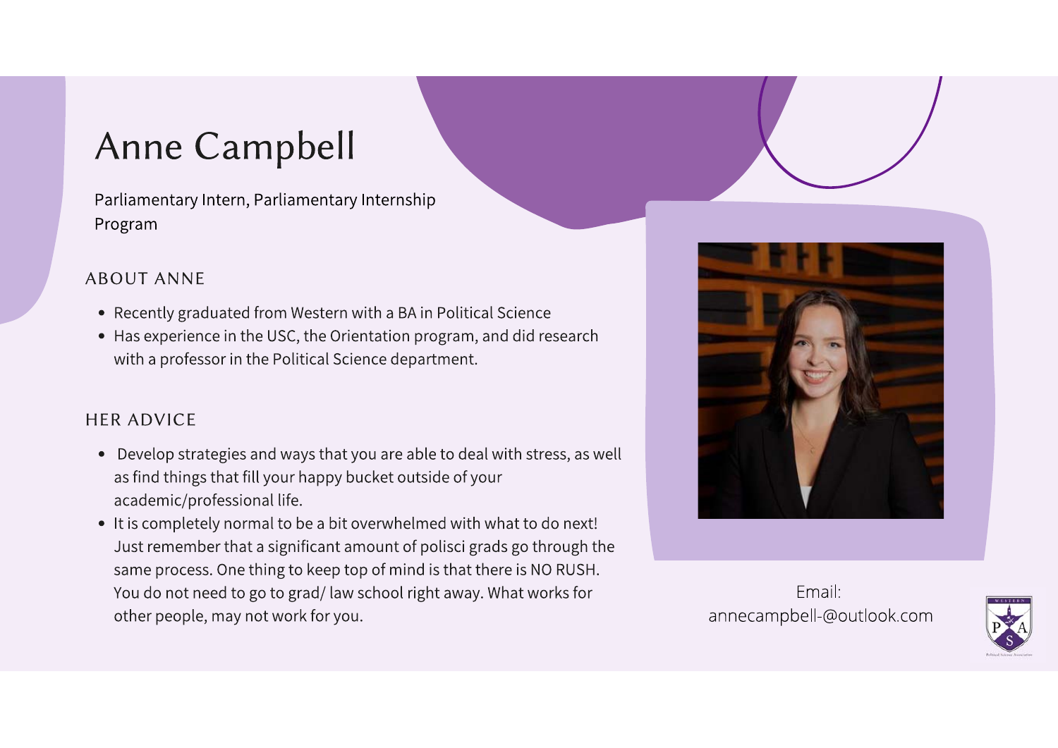# Anne Campbell

Parliamentary Intern, Parliamentary Internship Program

## ABOUT ANNE

- Recently graduated from Western with a BA in Political Science
- Has experience in the USC, the Orientation program, and did research with a professor in the Political Science department.

## HER ADVICE

- Develop strategies and ways that you are able to deal with stress, as well as find things that fill your happy bucket outside of your academic/professional life.
- It is completely normal to be a bit overwhelmed with what to do next! Just remember that a significant amount of polisci grads go through the same process. One thing to keep top of mind is that there is NO RUSH. You do not need to go to grad/ law school right away. What works for other people, may not work for you.

Email: annecampbell-@outlook.com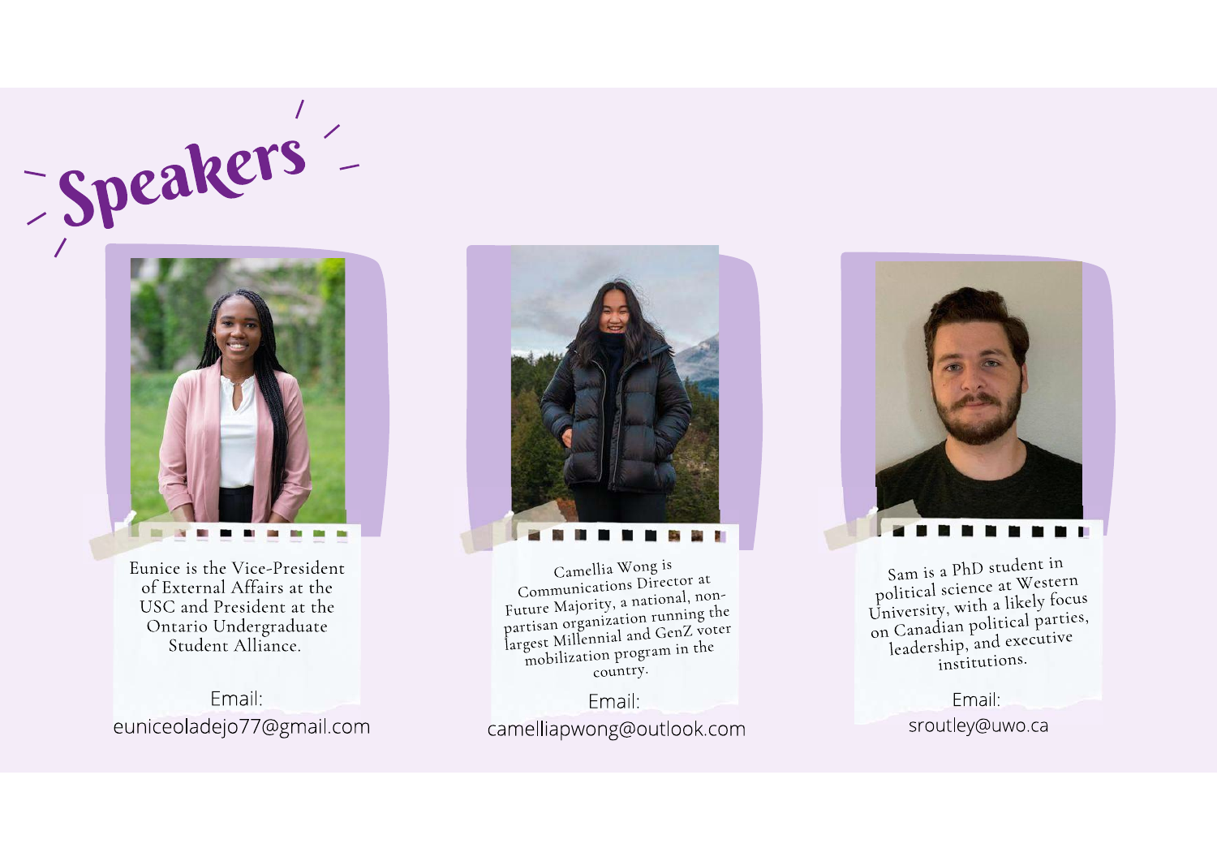# Speakers

Eunice is the Vice-President of External Affairs at the USC and President at the Ontario Undergraduate Student Alliance.

Email:
euniceoladejo77@gmail.com

Camellia Wong is Communications Director at Future Majority, a national, non-partisan organization running the largest Millennial and GenZ voter mobilization program in the country.

Email:
camelliapwong@outlook.com

Sam is a PhD student in political science at Western University, with a likely focus on Canadian political parties, leadership, and executive institutions.

Email:
sroutley@uwo.ca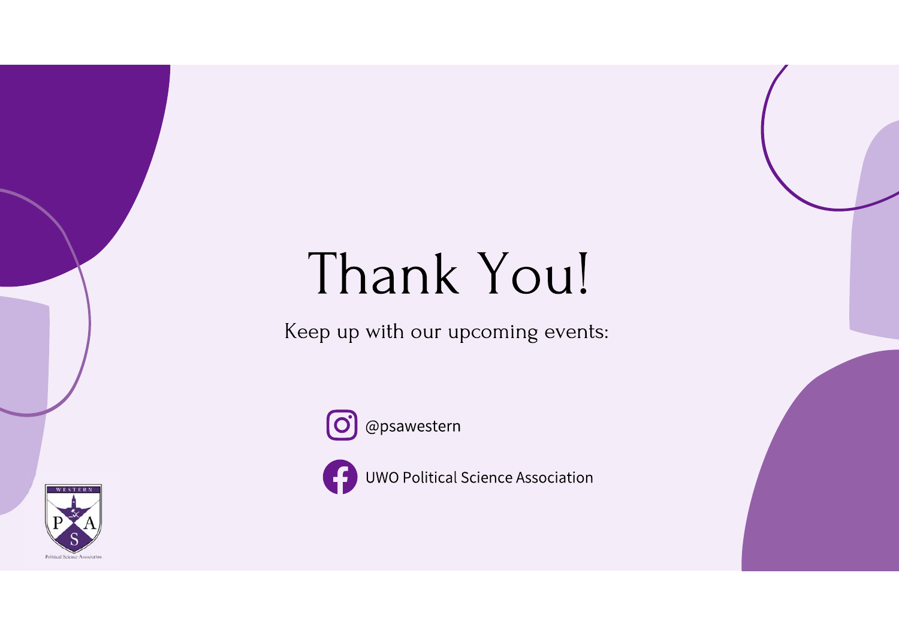# Thank You!

Keep up with our upcoming events:

@psawestern

UWO Political Science Association